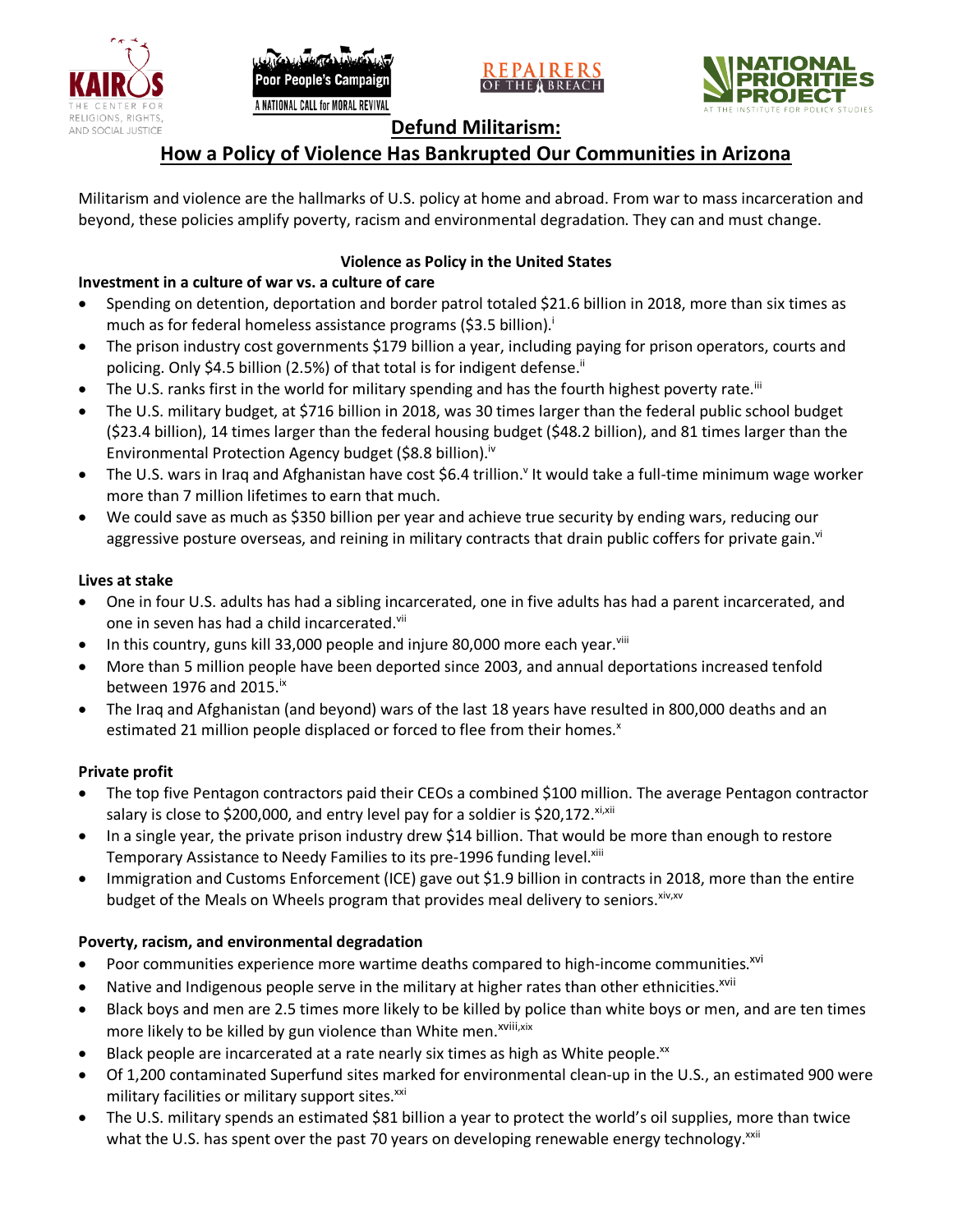# Defund Militarism:
## How a Policy of Violence Has Bankrupted Our Communities in Arizona

Militarism and violence are the hallmarks of U.S. policy at home and abroad. From war to mass incarceration and beyond, these policies amplify poverty, racism and environmental degradation. They can and must change.

### Violence as Policy in the United States

**Investment in a culture of war vs. a culture of care**

- Spending on detention, deportation and border patrol totaled $21.6 billion in 2018, more than six times as much as for federal homeless assistance programs ($3.5 billion).[i]
- The prison industry cost governments $179 billion a year, including paying for prison operators, courts and policing. Only $4.5 billion (2.5%) of that total is for indigent defense.[ii]
- The U.S. ranks first in the world for military spending and has the fourth highest poverty rate.[iii]
- The U.S. military budget, at $716 billion in 2018, was 30 times larger than the federal public school budget ($23.4 billion), 14 times larger than the federal housing budget ($48.2 billion), and 81 times larger than the Environmental Protection Agency budget ($8.8 billion).[iv]
- The U.S. wars in Iraq and Afghanistan have cost $6.4 trillion.[v] It would take a full-time minimum wage worker more than 7 million lifetimes to earn that much.
- We could save as much as $350 billion per year and achieve true security by ending wars, reducing our aggressive posture overseas, and reining in military contracts that drain public coffers for private gain.[vi]

**Lives at stake**

- One in four U.S. adults has had a sibling incarcerated, one in five adults has had a parent incarcerated, and one in seven has had a child incarcerated.[vii]
- In this country, guns kill 33,000 people and injure 80,000 more each year.[viii]
- More than 5 million people have been deported since 2003, and annual deportations increased tenfold between 1976 and 2015.[ix]
- The Iraq and Afghanistan (and beyond) wars of the last 18 years have resulted in 800,000 deaths and an estimated 21 million people displaced or forced to flee from their homes.[x]

**Private profit**

- The top five Pentagon contractors paid their CEOs a combined $100 million. The average Pentagon contractor salary is close to $200,000, and entry level pay for a soldier is $20,172.[xi,xii]
- In a single year, the private prison industry drew $14 billion. That would be more than enough to restore Temporary Assistance to Needy Families to its pre-1996 funding level.[xiii]
- Immigration and Customs Enforcement (ICE) gave out $1.9 billion in contracts in 2018, more than the entire budget of the Meals on Wheels program that provides meal delivery to seniors.[xiv,xv]

**Poverty, racism, and environmental degradation**

- Poor communities experience more wartime deaths compared to high-income communities.[xvi]
- Native and Indigenous people serve in the military at higher rates than other ethnicities.[xvii]
- Black boys and men are 2.5 times more likely to be killed by police than white boys or men, and are ten times more likely to be killed by gun violence than White men.[xviii,xix]
- Black people are incarcerated at a rate nearly six times as high as White people.[xx]
- Of 1,200 contaminated Superfund sites marked for environmental clean-up in the U.S., an estimated 900 were military facilities or military support sites.[xxi]
- The U.S. military spends an estimated $81 billion a year to protect the world's oil supplies, more than twice what the U.S. has spent over the past 70 years on developing renewable energy technology.[xxii]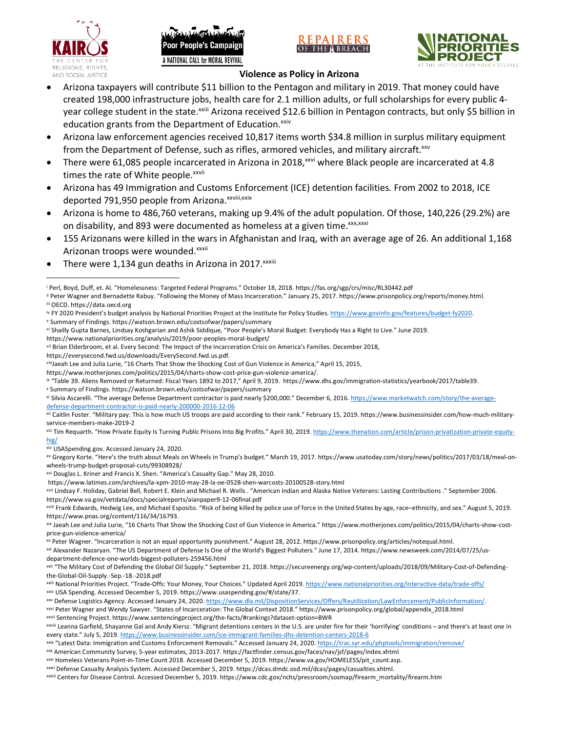## Violence as Policy in Arizona

- Arizona taxpayers will contribute $11 billion to the Pentagon and military in 2019. That money could have created 198,000 infrastructure jobs, health care for 2.1 million adults, or full scholarships for every public 4-year college student in the state.[xxiii] Arizona received $12.6 billion in Pentagon contracts, but only $5 billion in education grants from the Department of Education.[xxiv]
- Arizona law enforcement agencies received 10,817 items worth $34.8 million in surplus military equipment from the Department of Defense, such as rifles, armored vehicles, and military aircraft.[xxv]
- There were 61,085 people incarcerated in Arizona in 2018,[xxvi] where Black people are incarcerated at 4.8 times the rate of White people.[xxvii]
- Arizona has 49 Immigration and Customs Enforcement (ICE) detention facilities. From 2002 to 2018, ICE deported 791,950 people from Arizona.[xxviii,xxix]
- Arizona is home to 486,760 veterans, making up 9.4% of the adult population. Of those, 140,226 (29.2%) are on disability, and 893 were documented as homeless at a given time.[xxx,xxxi]
- 155 Arizonans were killed in the wars in Afghanistan and Iraq, with an average age of 26. An additional 1,168 Arizonan troops were wounded.[xxxii]
- There were 1,134 gun deaths in Arizona in 2017.[xxxiii]

---

[i] Perl, Boyd, Duff, et. Al. "Homelessness: Targeted Federal Programs." October 18, 2018. https://fas.org/sgp/crs/misc/RL30442.pdf
[ii] Peter Wagner and Bernadette Rabuy. "Following the Money of Mass Incarceration." January 25, 2017. https://www.prisonpolicy.org/reports/money.html.
[iii] OECD. https://data.oecd.org
[iv] FY 2020 President's budget analysis by National Priorities Project at the Institute for Policy Studies. https://www.govinfo.gov/features/budget-fy2020.
[v] Summary of Findings. https://watson.brown.edu/costsofwar/papers/summary
[vi] Shailly Gupta Barnes, Lindsay Koshgarian and Ashik Siddique, "Poor People's Moral Budget: Everybody Has a Right to Live." June 2019. https://www.nationalpriorities.org/analysis/2019/poor-peoples-moral-budget/
[vii] Brian Elderbroom, et al. Every Second: The Impact of the Incarceration Crisis on America's Families. December 2018, https://everysecond.fwd.us/downloads/EverySecond.fwd.us.pdf.
[viii] Jaeah Lee and Julia Lurie, "16 Charts That Show the Shocking Cost of Gun Violence in America," April 15, 2015, https://www.motherjones.com/politics/2015/04/charts-show-cost-price-gun-violence-america/.
[ix] "Table 39. Aliens Removed or Returned: Fiscal Years 1892 to 2017," April 9, 2019. https://www.dhs.gov/immigration-statistics/yearbook/2017/table39.
[x] Summary of Findings. https://watson.brown.edu/costsofwar/papers/summary
[xi] Silvia Ascarelli. "The average Defense Department contractor is paid nearly $200,000." December 6, 2016. https://www.marketwatch.com/story/the-average-defense-department-contractor-is-paid-nearly-200000-2016-12-06
[xii] Caitlin Foster. "Military pay: This is how much US troops are paid according to their rank." February 15, 2019. https://www.businessinsider.com/how-much-military-service-members-make-2019-2
[xiii] Tim Requarth. "How Private Equity Is Turning Public Prisons Into Big Profits." April 30, 2019. https://www.thenation.com/article/prison-privatization-private-equity-hig/
[xiv] USASpending.gov. Accessed January 24, 2020.
[xv] Gregory Korte. "Here's the truth about Meals on Wheels in Trump's budget." March 19, 2017. https://www.usatoday.com/story/news/politics/2017/03/18/meal-on-wheels-trump-budget-proposal-cuts/99308928/
[xvi] Douglas L. Kriner and Francis X. Shen. "America's Casualty Gap." May 28, 2010. https://www.latimes.com/archives/la-xpm-2010-may-28-la-oe-0528-shen-warcosts-20100528-story.html
[xvii] Lindsay F. Holiday, Gabriel Bell, Robert E. Klein and Michael R. Wells . "American Indian and Alaska Native Veterans: Lasting Contributions ." September 2006. https://www.va.gov/vetdata/docs/specialreports/aianpaper9-12-06final.pdf
[xviii] Frank Edwards, Hedwig Lee, and Michael Esposito. "Risk of being killed by police use of force in the United States by age, race–ethnicity, and sex." August 5, 2019. https://www.pnas.org/content/116/34/16793.
[xix] Jaeah Lee and Julia Lurie, "16 Charts That Show the Shocking Cost of Gun Violence in America." https://www.motherjones.com/politics/2015/04/charts-show-cost-price-gun-violence-america/
[xx] Peter Wagner. "Incarceration is not an equal opportunity punishment." August 28, 2012. https://www.prisonpolicy.org/articles/notequal.html.
[xxi] Alexander Nazaryan. "The US Department of Defense Is One of the World's Biggest Polluters." June 17, 2014. https://www.newsweek.com/2014/07/25/us-department-defence-one-worlds-biggest-polluters-259456.html
[xxii] "The Military Cost of Defending the Global Oil Supply." September 21, 2018. https://secureenergy.org/wp-content/uploads/2018/09/Military-Cost-of-Defending-the-Global-Oil-Supply.-Sep.-18.-2018.pdf
[xxiii] National Priorities Project. "Trade-Offs: Your Money, Your Choices." Updated April 2019. https://www.nationalpriorities.org/interactive-data/trade-offs/
[xxiv] USA Spending. Accessed December 5, 2019. https://www.usaspending.gov/#/state/37.
[xxv] Defense Logistics Agency. Accessed January 24, 2020. https://www.dla.mil/DispositionServices/Offers/Reutilization/LawEnforcement/PublicInformation/.
[xxvi] Peter Wagner and Wendy Sawyer. "States of Incarceration: The Global Context 2018." https://www.prisonpolicy.org/global/appendix_2018.html
[xxvii] Sentencing Project. https://www.sentencingproject.org/the-facts/#rankings?dataset-option=BWR
[xxviii] Leanna Garfield, Shayanne Gal and Andy Kiersz. "Migrant detentions centers in the U.S. are under fire for their 'horrifying' conditions – and there's at least one in every state." July 5, 2019. https://www.businessinsider.com/ice-immigrant-families-dhs-detention-centers-2018-6
[xxix] "Latest Data: Immigration and Customs Enforcement Removals." Accessed January 24, 2020. https://trac.syr.edu/phptools/immigration/remove/
[xxx] American Community Survey, 5-year estimates, 2013-2017. https://factfinder.census.gov/faces/nav/jsf/pages/index.xhtml
[xxxi] Homeless Veterans Point-in-Time Count 2018. Accessed December 5, 2019. https://www.va.gov/HOMELESS/pit_count.asp.
[xxxii] Defense Casualty Analysis System. Accessed December 5, 2019. https://dcas.dmdc.osd.mil/dcas/pages/casualties.xhtml.
[xxxiii] Centers for Disease Control. Accessed December 5, 2019. https://www.cdc.gov/nchs/pressroom/sosmap/firearm_mortality/firearm.htm